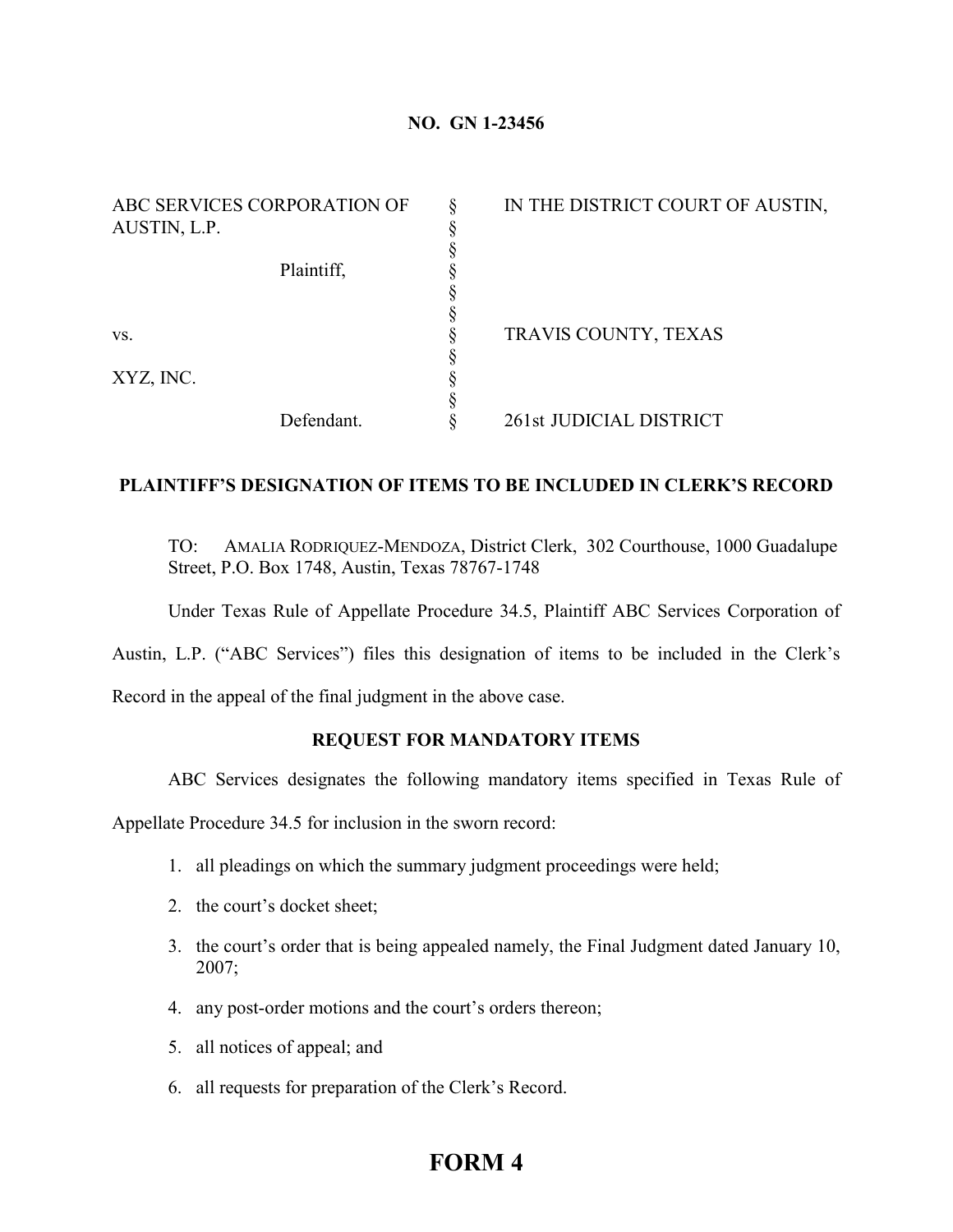**NO. GN 1-23456**

| | | |
|---|---|---|
| ABC SERVICES CORPORATION OF AUSTIN, L.P. | § | IN THE DISTRICT COURT OF AUSTIN, |
| Plaintiff, | § | |
| vs. | § | TRAVIS COUNTY, TEXAS |
| XYZ, INC. | § | |
| Defendant. | § | 261st JUDICIAL DISTRICT |

## PLAINTIFF'S DESIGNATION OF ITEMS TO BE INCLUDED IN CLERK'S RECORD

TO: AMALIA RODRIQUEZ-MENDOZA, District Clerk, 302 Courthouse, 1000 Guadalupe Street, P.O. Box 1748, Austin, Texas 78767-1748

Under Texas Rule of Appellate Procedure 34.5, Plaintiff ABC Services Corporation of Austin, L.P. ("ABC Services") files this designation of items to be included in the Clerk's Record in the appeal of the final judgment in the above case.

### REQUEST FOR MANDATORY ITEMS

ABC Services designates the following mandatory items specified in Texas Rule of Appellate Procedure 34.5 for inclusion in the sworn record:

1. all pleadings on which the summary judgment proceedings were held;
2. the court's docket sheet;
3. the court's order that is being appealed namely, the Final Judgment dated January 10, 2007;
4. any post-order motions and the court's orders thereon;
5. all notices of appeal; and
6. all requests for preparation of the Clerk's Record.

# FORM 4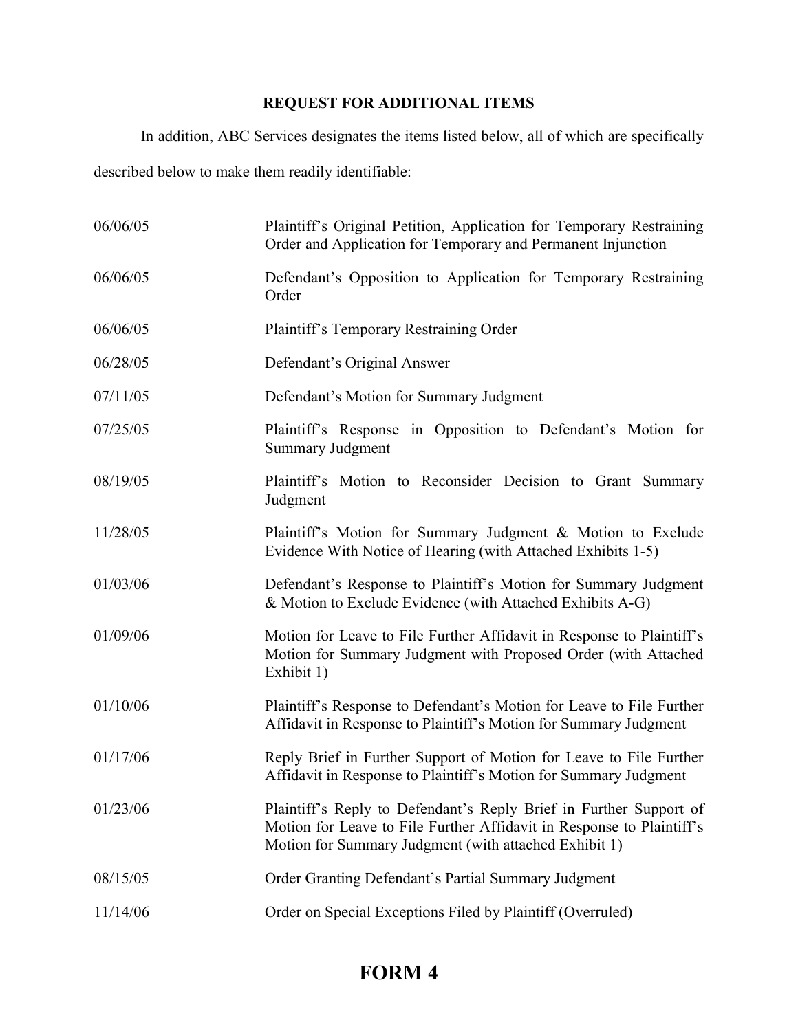## REQUEST FOR ADDITIONAL ITEMS

In addition, ABC Services designates the items listed below, all of which are specifically described below to make them readily identifiable:

| | |
|---|---|
| 06/06/05 | Plaintiff's Original Petition, Application for Temporary Restraining Order and Application for Temporary and Permanent Injunction |
| 06/06/05 | Defendant's Opposition to Application for Temporary Restraining Order |
| 06/06/05 | Plaintiff's Temporary Restraining Order |
| 06/28/05 | Defendant's Original Answer |
| 07/11/05 | Defendant's Motion for Summary Judgment |
| 07/25/05 | Plaintiff's Response in Opposition to Defendant's Motion for Summary Judgment |
| 08/19/05 | Plaintiff's Motion to Reconsider Decision to Grant Summary Judgment |
| 11/28/05 | Plaintiff's Motion for Summary Judgment & Motion to Exclude Evidence With Notice of Hearing (with Attached Exhibits 1-5) |
| 01/03/06 | Defendant's Response to Plaintiff's Motion for Summary Judgment & Motion to Exclude Evidence (with Attached Exhibits A-G) |
| 01/09/06 | Motion for Leave to File Further Affidavit in Response to Plaintiff's Motion for Summary Judgment with Proposed Order (with Attached Exhibit 1) |
| 01/10/06 | Plaintiff's Response to Defendant's Motion for Leave to File Further Affidavit in Response to Plaintiff's Motion for Summary Judgment |
| 01/17/06 | Reply Brief in Further Support of Motion for Leave to File Further Affidavit in Response to Plaintiff's Motion for Summary Judgment |
| 01/23/06 | Plaintiff's Reply to Defendant's Reply Brief in Further Support of Motion for Leave to File Further Affidavit in Response to Plaintiff's Motion for Summary Judgment (with attached Exhibit 1) |
| 08/15/05 | Order Granting Defendant's Partial Summary Judgment |
| 11/14/06 | Order on Special Exceptions Filed by Plaintiff (Overruled) |

# FORM 4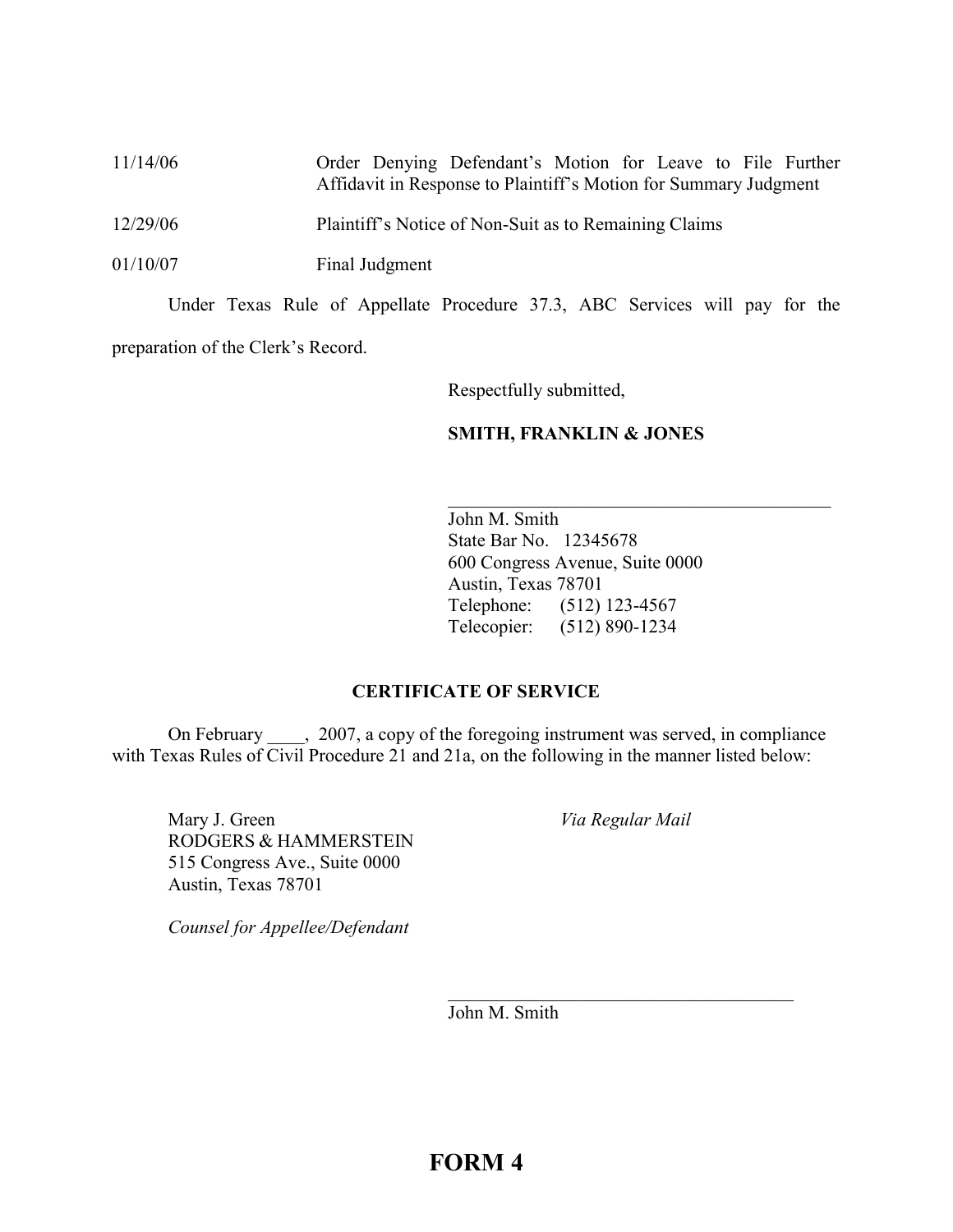| | |
|---|---|
| 11/14/06 | Order Denying Defendant's Motion for Leave to File Further Affidavit in Response to Plaintiff's Motion for Summary Judgment |
| 12/29/06 | Plaintiff's Notice of Non-Suit as to Remaining Claims |
| 01/10/07 | Final Judgment |

Under Texas Rule of Appellate Procedure 37.3, ABC Services will pay for the preparation of the Clerk's Record.

Respectfully submitted,

**SMITH, FRANKLIN & JONES**

\_\_\_\_\_\_\_\_\_\_\_\_\_\_\_\_\_\_\_\_\_\_\_\_\_\_\_\_\_\_\_\_\_\_\_\_\_\_\_\_\_\_

John M. Smith
State Bar No. 12345678
600 Congress Avenue, Suite 0000
Austin, Texas 78701
Telephone: (512) 123-4567
Telecopier: (512) 890-1234

## CERTIFICATE OF SERVICE

On February \_\_\_\_, 2007, a copy of the foregoing instrument was served, in compliance with Texas Rules of Civil Procedure 21 and 21a, on the following in the manner listed below:

Mary J. Green
RODGERS & HAMMERSTEIN
515 Congress Ave., Suite 0000
Austin, Texas 78701

*Via Regular Mail*

*Counsel for Appellee/Defendant*

\_\_\_\_\_\_\_\_\_\_\_\_\_\_\_\_\_\_\_\_\_\_\_\_\_\_\_\_\_\_\_\_\_\_\_\_\_\_

John M. Smith

# FORM 4